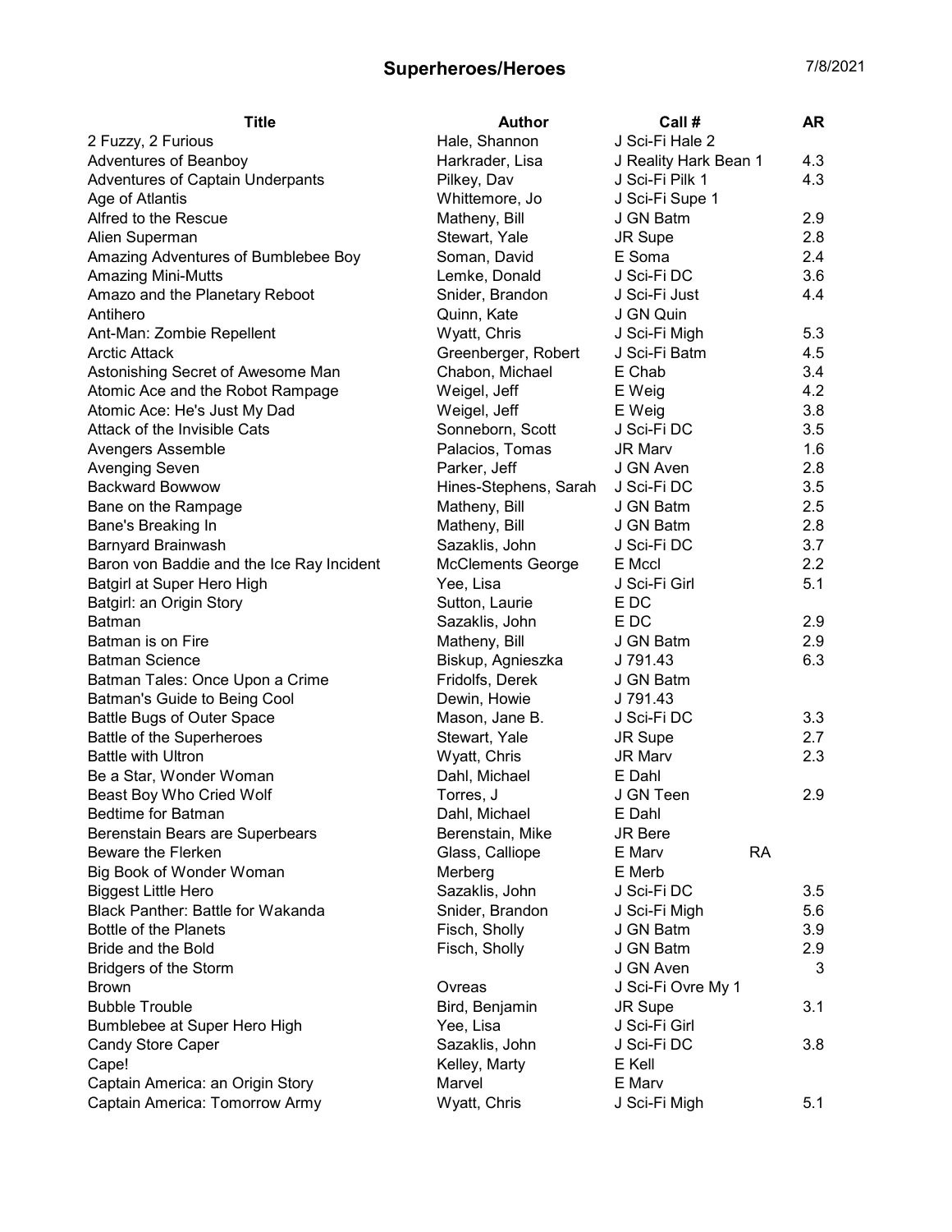# Superheroes/Heroes

7/8/2021

| Title | Author | Call # | AR |
|---|---|---|---|
| 2 Fuzzy, 2 Furious | Hale, Shannon | J Sci-Fi Hale 2 | |
| Adventures of Beanboy | Harkrader, Lisa | J Reality Hark Bean 1 | 4.3 |
| Adventures of Captain Underpants | Pilkey, Dav | J Sci-Fi Pilk 1 | 4.3 |
| Age of Atlantis | Whittemore, Jo | J Sci-Fi Supe 1 | |
| Alfred to the Rescue | Matheny, Bill | J GN Batm | 2.9 |
| Alien Superman | Stewart, Yale | JR Supe | 2.8 |
| Amazing Adventures of Bumblebee Boy | Soman, David | E Soma | 2.4 |
| Amazing Mini-Mutts | Lemke, Donald | J Sci-Fi DC | 3.6 |
| Amazo and the Planetary Reboot | Snider, Brandon | J Sci-Fi Just | 4.4 |
| Antihero | Quinn, Kate | J GN Quin | |
| Ant-Man: Zombie Repellent | Wyatt, Chris | J Sci-Fi Migh | 5.3 |
| Arctic Attack | Greenberger, Robert | J Sci-Fi Batm | 4.5 |
| Astonishing Secret of Awesome Man | Chabon, Michael | E Chab | 3.4 |
| Atomic Ace and the Robot Rampage | Weigel, Jeff | E Weig | 4.2 |
| Atomic Ace: He's Just My Dad | Weigel, Jeff | E Weig | 3.8 |
| Attack of the Invisible Cats | Sonneborn, Scott | J Sci-Fi DC | 3.5 |
| Avengers Assemble | Palacios, Tomas | JR Marv | 1.6 |
| Avenging Seven | Parker, Jeff | J GN Aven | 2.8 |
| Backward Bowwow | Hines-Stephens, Sarah | J Sci-Fi DC | 3.5 |
| Bane on the Rampage | Matheny, Bill | J GN Batm | 2.5 |
| Bane's Breaking In | Matheny, Bill | J GN Batm | 2.8 |
| Barnyard Brainwash | Sazaklis, John | J Sci-Fi DC | 3.7 |
| Baron von Baddie and the Ice Ray Incident | McClements George | E Mccl | 2.2 |
| Batgirl at Super Hero High | Yee, Lisa | J Sci-Fi Girl | 5.1 |
| Batgirl: an Origin Story | Sutton, Laurie | E DC | |
| Batman | Sazaklis, John | E DC | 2.9 |
| Batman is on Fire | Matheny, Bill | J GN Batm | 2.9 |
| Batman Science | Biskup, Agnieszka | J 791.43 | 6.3 |
| Batman Tales: Once Upon a Crime | Fridolfs, Derek | J GN Batm | |
| Batman's Guide to Being Cool | Dewin, Howie | J 791.43 | |
| Battle Bugs of Outer Space | Mason, Jane B. | J Sci-Fi DC | 3.3 |
| Battle of the Superheroes | Stewart, Yale | JR Supe | 2.7 |
| Battle with Ultron | Wyatt, Chris | JR Marv | 2.3 |
| Be a Star, Wonder Woman | Dahl, Michael | E Dahl | |
| Beast Boy Who Cried Wolf | Torres, J | J GN Teen | 2.9 |
| Bedtime for Batman | Dahl, Michael | E Dahl | |
| Berenstain Bears are Superbears | Berenstain, Mike | JR Bere | |
| Beware the Flerken | Glass, Calliope | E Marv RA | |
| Big Book of Wonder Woman | Merberg | E Merb | |
| Biggest Little Hero | Sazaklis, John | J Sci-Fi DC | 3.5 |
| Black Panther: Battle for Wakanda | Snider, Brandon | J Sci-Fi Migh | 5.6 |
| Bottle of the Planets | Fisch, Sholly | J GN Batm | 3.9 |
| Bride and the Bold | Fisch, Sholly | J GN Batm | 2.9 |
| Bridgers of the Storm | | J GN Aven | 3 |
| Brown | Ovreas | J Sci-Fi Ovre My 1 | |
| Bubble Trouble | Bird, Benjamin | JR Supe | 3.1 |
| Bumblebee at Super Hero High | Yee, Lisa | J Sci-Fi Girl | |
| Candy Store Caper | Sazaklis, John | J Sci-Fi DC | 3.8 |
| Cape! | Kelley, Marty | E Kell | |
| Captain America: an Origin Story | Marvel | E Marv | |
| Captain America: Tomorrow Army | Wyatt, Chris | J Sci-Fi Migh | 5.1 |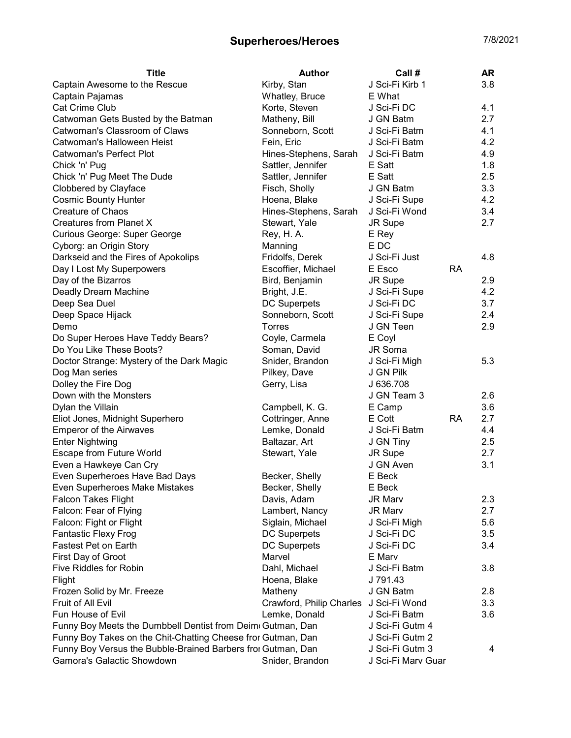# Superheroes/Heroes

7/8/2021

| Title | Author | Call # | | AR |
|---|---|---|---|---|
| Captain Awesome to the Rescue | Kirby, Stan | J Sci-Fi Kirb 1 | | 3.8 |
| Captain Pajamas | Whatley, Bruce | E What | | |
| Cat Crime Club | Korte, Steven | J Sci-Fi DC | | 4.1 |
| Catwoman Gets Busted by the Batman | Matheny, Bill | J GN Batm | | 2.7 |
| Catwoman's Classroom of Claws | Sonneborn, Scott | J Sci-Fi Batm | | 4.1 |
| Catwoman's Halloween Heist | Fein, Eric | J Sci-Fi Batm | | 4.2 |
| Catwoman's Perfect Plot | Hines-Stephens, Sarah | J Sci-Fi Batm | | 4.9 |
| Chick 'n' Pug | Sattler, Jennifer | E Satt | | 1.8 |
| Chick 'n' Pug Meet The Dude | Sattler, Jennifer | E Satt | | 2.5 |
| Clobbered by Clayface | Fisch, Sholly | J GN Batm | | 3.3 |
| Cosmic Bounty Hunter | Hoena, Blake | J Sci-Fi Supe | | 4.2 |
| Creature of Chaos | Hines-Stephens, Sarah | J Sci-Fi Wond | | 3.4 |
| Creatures from Planet X | Stewart, Yale | JR Supe | | 2.7 |
| Curious George: Super George | Rey, H. A. | E Rey | | |
| Cyborg: an Origin Story | Manning | E DC | | |
| Darkseid and the Fires of Apokolips | Fridolfs, Derek | J Sci-Fi Just | | 4.8 |
| Day I Lost My Superpowers | Escoffier, Michael | E Esco | RA | |
| Day of the Bizarros | Bird, Benjamin | JR Supe | | 2.9 |
| Deadly Dream Machine | Bright, J.E. | J Sci-Fi Supe | | 4.2 |
| Deep Sea Duel | DC Superpets | J Sci-Fi DC | | 3.7 |
| Deep Space Hijack | Sonneborn, Scott | J Sci-Fi Supe | | 2.4 |
| Demo | Torres | J GN Teen | | 2.9 |
| Do Super Heroes Have Teddy Bears? | Coyle, Carmela | E Coyl | | |
| Do You Like These Boots? | Soman, David | JR Soma | | |
| Doctor Strange: Mystery of the Dark Magic | Snider, Brandon | J Sci-Fi Migh | | 5.3 |
| Dog Man series | Pilkey, Dave | J GN Pilk | | |
| Dolley the Fire Dog | Gerry, Lisa | J 636.708 | | |
| Down with the Monsters | | J GN Team 3 | | 2.6 |
| Dylan the Villain | Campbell, K. G. | E Camp | | 3.6 |
| Eliot Jones, Midnight Superhero | Cottringer, Anne | E Cott | RA | 2.7 |
| Emperor of the Airwaves | Lemke, Donald | J Sci-Fi Batm | | 4.4 |
| Enter Nightwing | Baltazar, Art | J GN Tiny | | 2.5 |
| Escape from Future World | Stewart, Yale | JR Supe | | 2.7 |
| Even a Hawkeye Can Cry | | J GN Aven | | 3.1 |
| Even Superheroes Have Bad Days | Becker, Shelly | E Beck | | |
| Even Superheroes Make Mistakes | Becker, Shelly | E Beck | | |
| Falcon Takes Flight | Davis, Adam | JR Marv | | 2.3 |
| Falcon: Fear of Flying | Lambert, Nancy | JR Marv | | 2.7 |
| Falcon: Fight or Flight | Siglain, Michael | J Sci-Fi Migh | | 5.6 |
| Fantastic Flexy Frog | DC Superpets | J Sci-Fi DC | | 3.5 |
| Fastest Pet on Earth | DC Superpets | J Sci-Fi DC | | 3.4 |
| First Day of Groot | Marvel | E Marv | | |
| Five Riddles for Robin | Dahl, Michael | J Sci-Fi Batm | | 3.8 |
| Flight | Hoena, Blake | J 791.43 | | |
| Frozen Solid by Mr. Freeze | Matheny | J GN Batm | | 2.8 |
| Fruit of All Evil | Crawford, Philip Charles | J Sci-Fi Wond | | 3.3 |
| Fun House of Evil | Lemke, Donald | J Sci-Fi Batm | | 3.6 |
| Funny Boy Meets the Dumbbell Dentist from Deim | Gutman, Dan | J Sci-Fi Gutm 4 | | |
| Funny Boy Takes on the Chit-Chatting Cheese fro | Gutman, Dan | J Sci-Fi Gutm 2 | | |
| Funny Boy Versus the Bubble-Brained Barbers fro | Gutman, Dan | J Sci-Fi Gutm 3 | | 4 |
| Gamora's Galactic Showdown | Snider, Brandon | J Sci-Fi Marv Guar | | |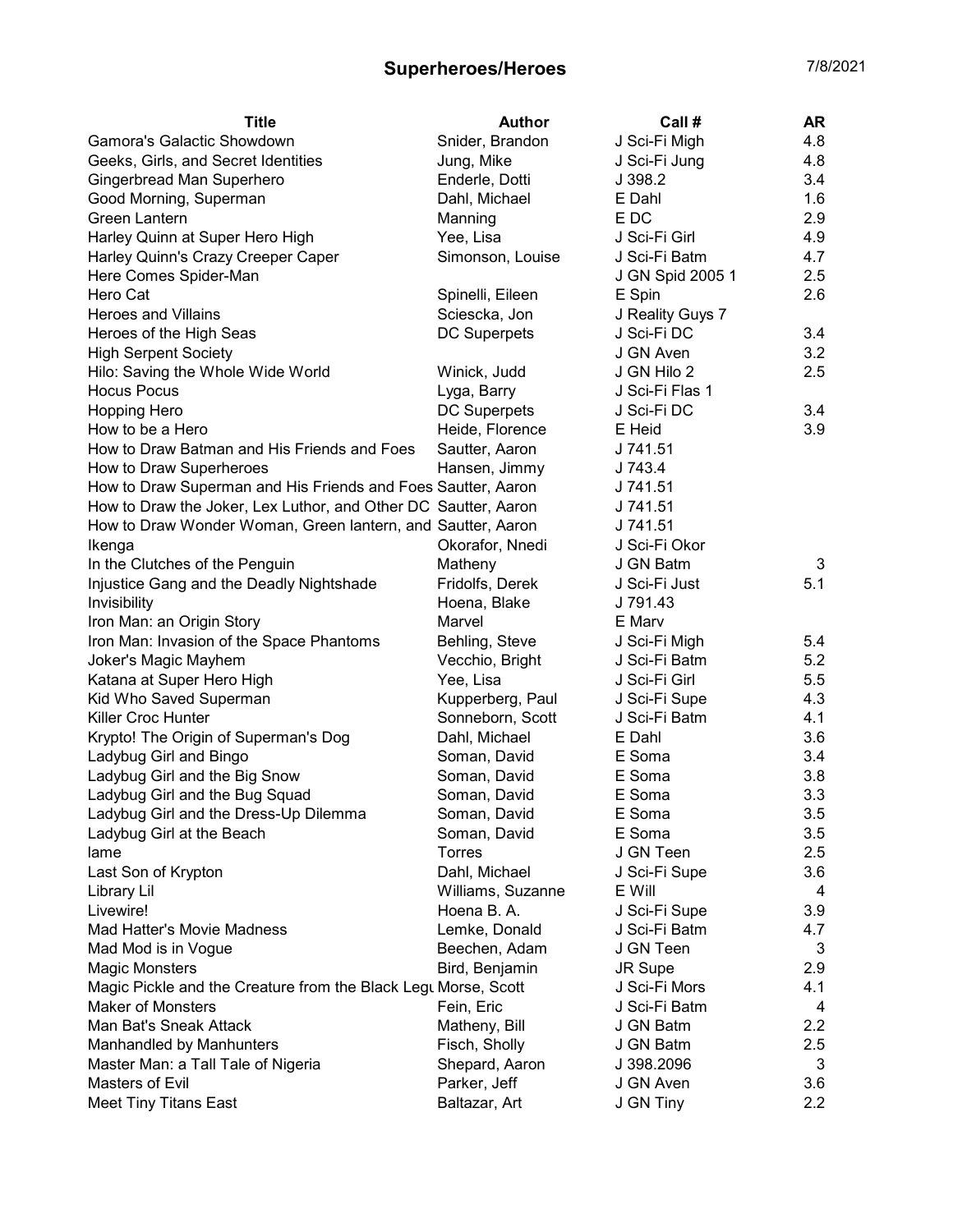## Superheroes/Heroes

7/8/2021

| Title | Author | Call # | AR |
|---|---|---|---|
| Gamora's Galactic Showdown | Snider, Brandon | J Sci-Fi Migh | 4.8 |
| Geeks, Girls, and Secret Identities | Jung, Mike | J Sci-Fi Jung | 4.8 |
| Gingerbread Man Superhero | Enderle, Dotti | J 398.2 | 3.4 |
| Good Morning, Superman | Dahl, Michael | E Dahl | 1.6 |
| Green Lantern | Manning | E DC | 2.9 |
| Harley Quinn at Super Hero High | Yee, Lisa | J Sci-Fi Girl | 4.9 |
| Harley Quinn's Crazy Creeper Caper | Simonson, Louise | J Sci-Fi Batm | 4.7 |
| Here Comes Spider-Man | | J GN Spid 2005 1 | 2.5 |
| Hero Cat | Spinelli, Eileen | E Spin | 2.6 |
| Heroes and Villains | Sciescka, Jon | J Reality Guys 7 | |
| Heroes of the High Seas | DC Superpets | J Sci-Fi DC | 3.4 |
| High Serpent Society | | J GN Aven | 3.2 |
| Hilo: Saving the Whole Wide World | Winick, Judd | J GN Hilo 2 | 2.5 |
| Hocus Pocus | Lyga, Barry | J Sci-Fi Flas 1 | |
| Hopping Hero | DC Superpets | J Sci-Fi DC | 3.4 |
| How to be a Hero | Heide, Florence | E Heid | 3.9 |
| How to Draw Batman and His Friends and Foes | Sautter, Aaron | J 741.51 | |
| How to Draw Superheroes | Hansen, Jimmy | J 743.4 | |
| How to Draw Superman and His Friends and Foes | Sautter, Aaron | J 741.51 | |
| How to Draw the Joker, Lex Luthor, and Other DC | Sautter, Aaron | J 741.51 | |
| How to Draw Wonder Woman, Green lantern, and | Sautter, Aaron | J 741.51 | |
| Ikenga | Okorafor, Nnedi | J Sci-Fi Okor | |
| In the Clutches of the Penguin | Matheny | J GN Batm | 3 |
| Injustice Gang and the Deadly Nightshade | Fridolfs, Derek | J Sci-Fi Just | 5.1 |
| Invisibility | Hoena, Blake | J 791.43 | |
| Iron Man: an Origin Story | Marvel | E Marv | |
| Iron Man: Invasion of the Space Phantoms | Behling, Steve | J Sci-Fi Migh | 5.4 |
| Joker's Magic Mayhem | Vecchio, Bright | J Sci-Fi Batm | 5.2 |
| Katana at Super Hero High | Yee, Lisa | J Sci-Fi Girl | 5.5 |
| Kid Who Saved Superman | Kupperberg, Paul | J Sci-Fi Supe | 4.3 |
| Killer Croc Hunter | Sonneborn, Scott | J Sci-Fi Batm | 4.1 |
| Krypto! The Origin of Superman's Dog | Dahl, Michael | E Dahl | 3.6 |
| Ladybug Girl and Bingo | Soman, David | E Soma | 3.4 |
| Ladybug Girl and the Big Snow | Soman, David | E Soma | 3.8 |
| Ladybug Girl and the Bug Squad | Soman, David | E Soma | 3.3 |
| Ladybug Girl and the Dress-Up Dilemma | Soman, David | E Soma | 3.5 |
| Ladybug Girl at the Beach | Soman, David | E Soma | 3.5 |
| lame | Torres | J GN Teen | 2.5 |
| Last Son of Krypton | Dahl, Michael | J Sci-Fi Supe | 3.6 |
| Library Lil | Williams, Suzanne | E Will | 4 |
| Livewire! | Hoena B. A. | J Sci-Fi Supe | 3.9 |
| Mad Hatter's Movie Madness | Lemke, Donald | J Sci-Fi Batm | 4.7 |
| Mad Mod is in Vogue | Beechen, Adam | J GN Teen | 3 |
| Magic Monsters | Bird, Benjamin | JR Supe | 2.9 |
| Magic Pickle and the Creature from the Black Legu | Morse, Scott | J Sci-Fi Mors | 4.1 |
| Maker of Monsters | Fein, Eric | J Sci-Fi Batm | 4 |
| Man Bat's Sneak Attack | Matheny, Bill | J GN Batm | 2.2 |
| Manhandled by Manhunters | Fisch, Sholly | J GN Batm | 2.5 |
| Master Man: a Tall Tale of Nigeria | Shepard, Aaron | J 398.2096 | 3 |
| Masters of Evil | Parker, Jeff | J GN Aven | 3.6 |
| Meet Tiny Titans East | Baltazar, Art | J GN Tiny | 2.2 |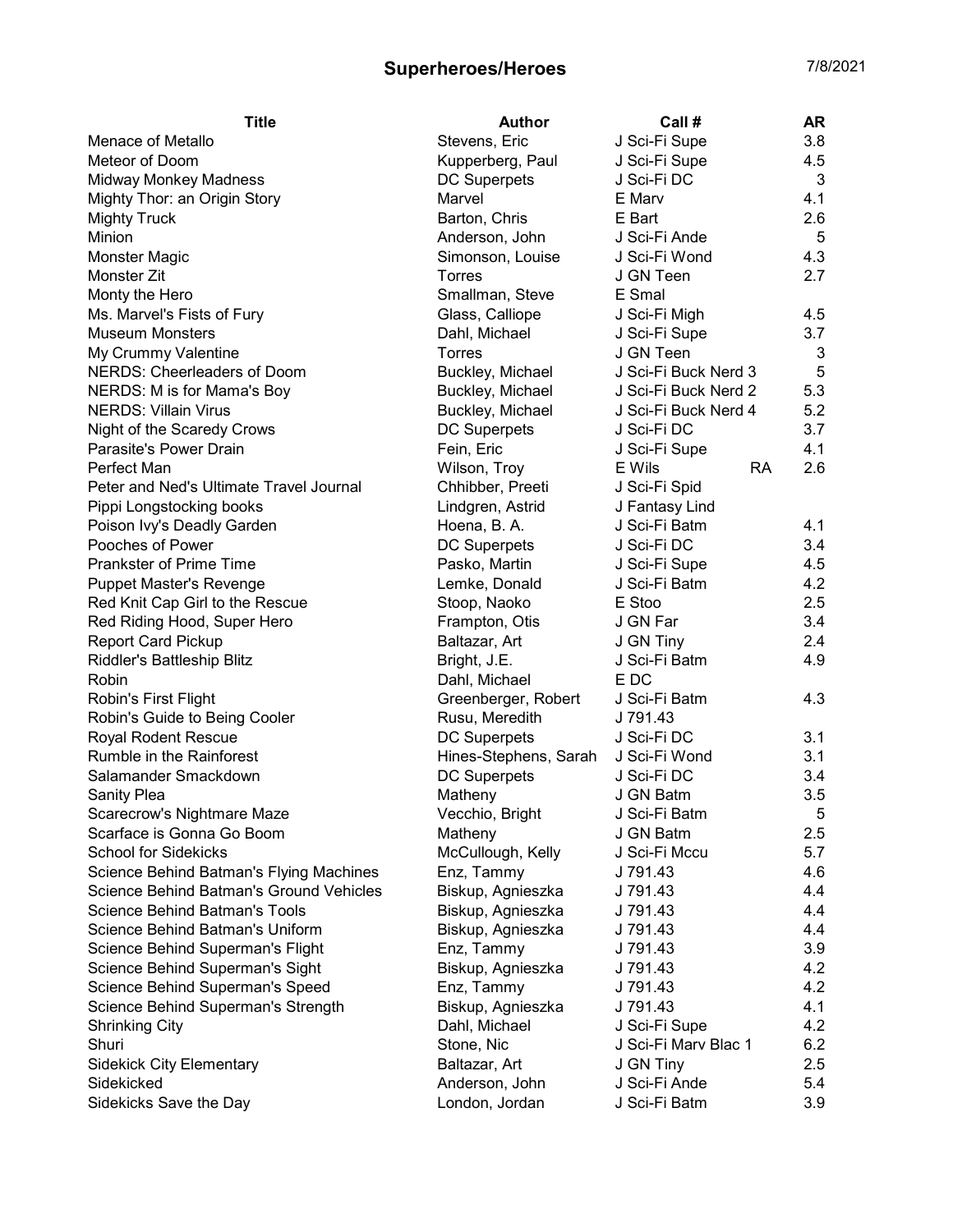# Superheroes/Heroes

7/8/2021

| Title | Author | Call # | | AR |
|---|---|---|---|---|
| Menace of Metallo | Stevens, Eric | J Sci-Fi Supe | | 3.8 |
| Meteor of Doom | Kupperberg, Paul | J Sci-Fi Supe | | 4.5 |
| Midway Monkey Madness | DC Superpets | J Sci-Fi DC | | 3 |
| Mighty Thor: an Origin Story | Marvel | E Marv | | 4.1 |
| Mighty Truck | Barton, Chris | E Bart | | 2.6 |
| Minion | Anderson, John | J Sci-Fi Ande | | 5 |
| Monster Magic | Simonson, Louise | J Sci-Fi Wond | | 4.3 |
| Monster Zit | Torres | J GN Teen | | 2.7 |
| Monty the Hero | Smallman, Steve | E Smal | | |
| Ms. Marvel's Fists of Fury | Glass, Calliope | J Sci-Fi Migh | | 4.5 |
| Museum Monsters | Dahl, Michael | J Sci-Fi Supe | | 3.7 |
| My Crummy Valentine | Torres | J GN Teen | | 3 |
| NERDS: Cheerleaders of Doom | Buckley, Michael | J Sci-Fi Buck Nerd 3 | | 5 |
| NERDS: M is for Mama's Boy | Buckley, Michael | J Sci-Fi Buck Nerd 2 | | 5.3 |
| NERDS: Villain Virus | Buckley, Michael | J Sci-Fi Buck Nerd 4 | | 5.2 |
| Night of the Scaredy Crows | DC Superpets | J Sci-Fi DC | | 3.7 |
| Parasite's Power Drain | Fein, Eric | J Sci-Fi Supe | | 4.1 |
| Perfect Man | Wilson, Troy | E Wils | RA | 2.6 |
| Peter and Ned's Ultimate Travel Journal | Chhibber, Preeti | J Sci-Fi Spid | | |
| Pippi Longstocking books | Lindgren, Astrid | J Fantasy Lind | | |
| Poison Ivy's Deadly Garden | Hoena, B. A. | J Sci-Fi Batm | | 4.1 |
| Pooches of Power | DC Superpets | J Sci-Fi DC | | 3.4 |
| Prankster of Prime Time | Pasko, Martin | J Sci-Fi Supe | | 4.5 |
| Puppet Master's Revenge | Lemke, Donald | J Sci-Fi Batm | | 4.2 |
| Red Knit Cap Girl to the Rescue | Stoop, Naoko | E Stoo | | 2.5 |
| Red Riding Hood, Super Hero | Frampton, Otis | J GN Far | | 3.4 |
| Report Card Pickup | Baltazar, Art | J GN Tiny | | 2.4 |
| Riddler's Battleship Blitz | Bright, J.E. | J Sci-Fi Batm | | 4.9 |
| Robin | Dahl, Michael | E DC | | |
| Robin's First Flight | Greenberger, Robert | J Sci-Fi Batm | | 4.3 |
| Robin's Guide to Being Cooler | Rusu, Meredith | J 791.43 | | |
| Royal Rodent Rescue | DC Superpets | J Sci-Fi DC | | 3.1 |
| Rumble in the Rainforest | Hines-Stephens, Sarah | J Sci-Fi Wond | | 3.1 |
| Salamander Smackdown | DC Superpets | J Sci-Fi DC | | 3.4 |
| Sanity Plea | Matheny | J GN Batm | | 3.5 |
| Scarecrow's Nightmare Maze | Vecchio, Bright | J Sci-Fi Batm | | 5 |
| Scarface is Gonna Go Boom | Matheny | J GN Batm | | 2.5 |
| School for Sidekicks | McCullough, Kelly | J Sci-Fi Mccu | | 5.7 |
| Science Behind Batman's Flying Machines | Enz, Tammy | J 791.43 | | 4.6 |
| Science Behind Batman's Ground Vehicles | Biskup, Agnieszka | J 791.43 | | 4.4 |
| Science Behind Batman's Tools | Biskup, Agnieszka | J 791.43 | | 4.4 |
| Science Behind Batman's Uniform | Biskup, Agnieszka | J 791.43 | | 4.4 |
| Science Behind Superman's Flight | Enz, Tammy | J 791.43 | | 3.9 |
| Science Behind Superman's Sight | Biskup, Agnieszka | J 791.43 | | 4.2 |
| Science Behind Superman's Speed | Enz, Tammy | J 791.43 | | 4.2 |
| Science Behind Superman's Strength | Biskup, Agnieszka | J 791.43 | | 4.1 |
| Shrinking City | Dahl, Michael | J Sci-Fi Supe | | 4.2 |
| Shuri | Stone, Nic | J Sci-Fi Marv Blac 1 | | 6.2 |
| Sidekick City Elementary | Baltazar, Art | J GN Tiny | | 2.5 |
| Sidekicked | Anderson, John | J Sci-Fi Ande | | 5.4 |
| Sidekicks Save the Day | London, Jordan | J Sci-Fi Batm | | 3.9 |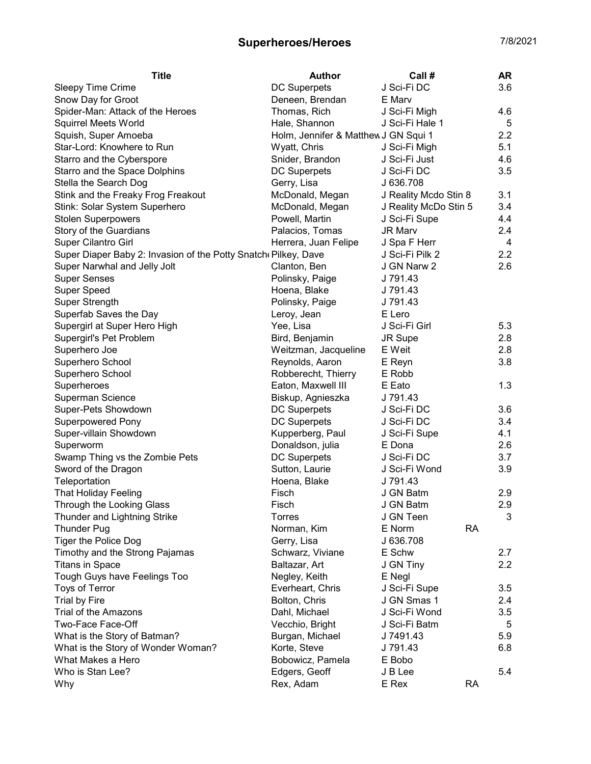## Superheroes/Heroes

7/8/2021

| Title | Author | Call # | | AR |
|---|---|---|---|---|
| Sleepy Time Crime | DC Superpets | J Sci-Fi DC | | 3.6 |
| Snow Day for Groot | Deneen, Brendan | E Marv | | |
| Spider-Man: Attack of the Heroes | Thomas, Rich | J Sci-Fi Migh | | 4.6 |
| Squirrel Meets World | Hale, Shannon | J Sci-Fi Hale 1 | | 5 |
| Squish, Super Amoeba | Holm, Jennifer & Matthew | J GN Squi 1 | | 2.2 |
| Star-Lord: Knowhere to Run | Wyatt, Chris | J Sci-Fi Migh | | 5.1 |
| Starro and the Cyberspore | Snider, Brandon | J Sci-Fi Just | | 4.6 |
| Starro and the Space Dolphins | DC Superpets | J Sci-Fi DC | | 3.5 |
| Stella the Search Dog | Gerry, Lisa | J 636.708 | | |
| Stink and the Freaky Frog Freakout | McDonald, Megan | J Reality Mcdo Stin 8 | | 3.1 |
| Stink: Solar System Superhero | McDonald, Megan | J Reality McDo Stin 5 | | 3.4 |
| Stolen Superpowers | Powell, Martin | J Sci-Fi Supe | | 4.4 |
| Story of the Guardians | Palacios, Tomas | JR Marv | | 2.4 |
| Super Cilantro Girl | Herrera, Juan Felipe | J Spa F Herr | | 4 |
| Super Diaper Baby 2: Invasion of the Potty Snatch | Pilkey, Dave | J Sci-Fi Pilk 2 | | 2.2 |
| Super Narwhal and Jelly Jolt | Clanton, Ben | J GN Narw 2 | | 2.6 |
| Super Senses | Polinsky, Paige | J 791.43 | | |
| Super Speed | Hoena, Blake | J 791.43 | | |
| Super Strength | Polinsky, Paige | J 791.43 | | |
| Superfab Saves the Day | Leroy, Jean | E Lero | | |
| Supergirl at Super Hero High | Yee, Lisa | J Sci-Fi Girl | | 5.3 |
| Supergirl's Pet Problem | Bird, Benjamin | JR Supe | | 2.8 |
| Superhero Joe | Weitzman, Jacqueline | E Weit | | 2.8 |
| Superhero School | Reynolds, Aaron | E Reyn | | 3.8 |
| Superhero School | Robberecht, Thierry | E Robb | | |
| Superheroes | Eaton, Maxwell III | E Eato | | 1.3 |
| Superman Science | Biskup, Agnieszka | J 791.43 | | |
| Super-Pets Showdown | DC Superpets | J Sci-Fi DC | | 3.6 |
| Superpowered Pony | DC Superpets | J Sci-Fi DC | | 3.4 |
| Super-villain Showdown | Kupperberg, Paul | J Sci-Fi Supe | | 4.1 |
| Superworm | Donaldson, julia | E Dona | | 2.6 |
| Swamp Thing vs the Zombie Pets | DC Superpets | J Sci-Fi DC | | 3.7 |
| Sword of the Dragon | Sutton, Laurie | J Sci-Fi Wond | | 3.9 |
| Teleportation | Hoena, Blake | J 791.43 | | |
| That Holiday Feeling | Fisch | J GN Batm | | 2.9 |
| Through the Looking Glass | Fisch | J GN Batm | | 2.9 |
| Thunder and Lightning Strike | Torres | J GN Teen | | 3 |
| Thunder Pug | Norman, Kim | E Norm | RA | |
| Tiger the Police Dog | Gerry, Lisa | J 636.708 | | |
| Timothy and the Strong Pajamas | Schwarz, Viviane | E Schw | | 2.7 |
| Titans in Space | Baltazar, Art | J GN Tiny | | 2.2 |
| Tough Guys have Feelings Too | Negley, Keith | E Negl | | |
| Toys of Terror | Everheart, Chris | J Sci-Fi Supe | | 3.5 |
| Trial by Fire | Bolton, Chris | J GN Smas 1 | | 2.4 |
| Trial of the Amazons | Dahl, Michael | J Sci-Fi Wond | | 3.5 |
| Two-Face Face-Off | Vecchio, Bright | J Sci-Fi Batm | | 5 |
| What is the Story of Batman? | Burgan, Michael | J 7491.43 | | 5.9 |
| What is the Story of Wonder Woman? | Korte, Steve | J 791.43 | | 6.8 |
| What Makes a Hero | Bobowicz, Pamela | E Bobo | | |
| Who is Stan Lee? | Edgers, Geoff | J B Lee | | 5.4 |
| Why | Rex, Adam | E Rex | RA | |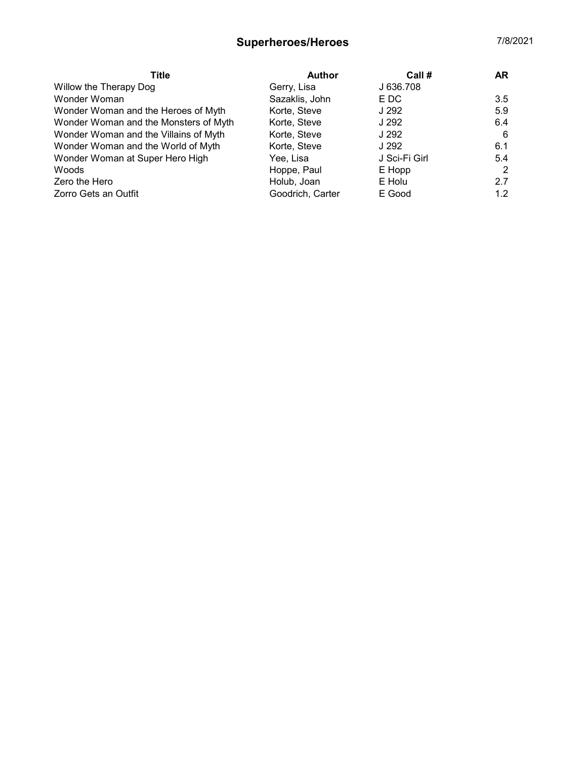# Superheroes/Heroes

| Title | Author | Call # | AR |
|---|---|---|---|
| Willow the Therapy Dog | Gerry, Lisa | J 636.708 | |
| Wonder Woman | Sazaklis, John | E DC | 3.5 |
| Wonder Woman and the Heroes of Myth | Korte, Steve | J 292 | 5.9 |
| Wonder Woman and the Monsters of Myth | Korte, Steve | J 292 | 6.4 |
| Wonder Woman and the Villains of Myth | Korte, Steve | J 292 | 6 |
| Wonder Woman and the World of Myth | Korte, Steve | J 292 | 6.1 |
| Wonder Woman at Super Hero High | Yee, Lisa | J Sci-Fi Girl | 5.4 |
| Woods | Hoppe, Paul | E Hopp | 2 |
| Zero the Hero | Holub, Joan | E Holu | 2.7 |
| Zorro Gets an Outfit | Goodrich, Carter | E Good | 1.2 |